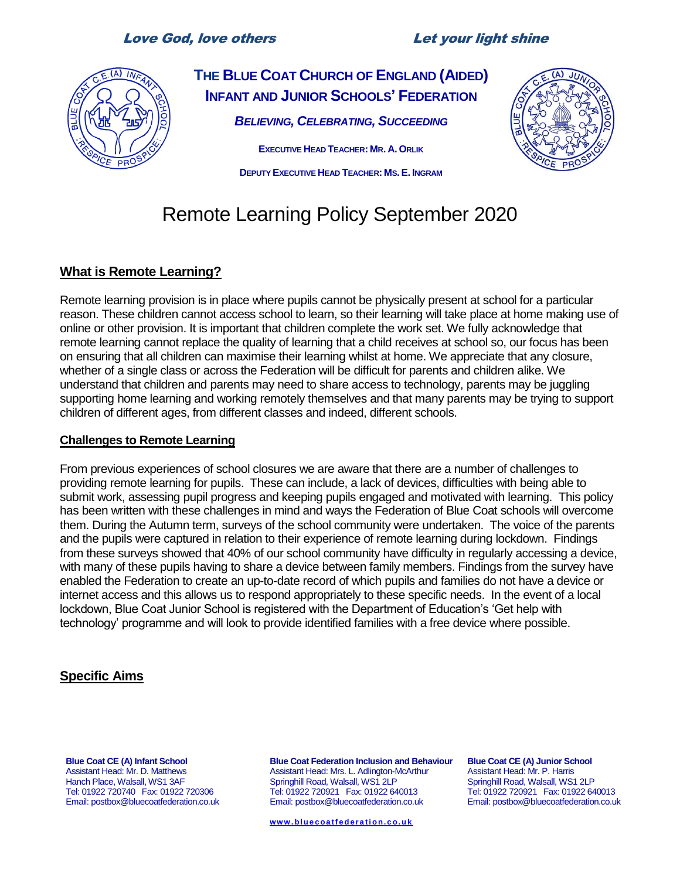*Love God, love others* *Let your light shine*

**THE BLUE COAT CHURCH OF ENGLAND (AIDED) INFANT AND JUNIOR SCHOOLS' FEDERATION**

***BELIEVING, CELEBRATING, SUCCEEDING***

**EXECUTIVE HEAD TEACHER: MR. A. ORLIK**

**DEPUTY EXECUTIVE HEAD TEACHER: MS. E. INGRAM**

# Remote Learning Policy September 2020

## What is Remote Learning?

Remote learning provision is in place where pupils cannot be physically present at school for a particular reason. These children cannot access school to learn, so their learning will take place at home making use of online or other provision. It is important that children complete the work set. We fully acknowledge that remote learning cannot replace the quality of learning that a child receives at school so, our focus has been on ensuring that all children can maximise their learning whilst at home. We appreciate that any closure, whether of a single class or across the Federation will be difficult for parents and children alike. We understand that children and parents may need to share access to technology, parents may be juggling supporting home learning and working remotely themselves and that many parents may be trying to support children of different ages, from different classes and indeed, different schools.

## Challenges to Remote Learning

From previous experiences of school closures we are aware that there are a number of challenges to providing remote learning for pupils. These can include, a lack of devices, difficulties with being able to submit work, assessing pupil progress and keeping pupils engaged and motivated with learning. This policy has been written with these challenges in mind and ways the Federation of Blue Coat schools will overcome them. During the Autumn term, surveys of the school community were undertaken. The voice of the parents and the pupils were captured in relation to their experience of remote learning during lockdown. Findings from these surveys showed that 40% of our school community have difficulty in regularly accessing a device, with many of these pupils having to share a device between family members. Findings from the survey have enabled the Federation to create an up-to-date record of which pupils and families do not have a device or internet access and this allows us to respond appropriately to these specific needs. In the event of a local lockdown, Blue Coat Junior School is registered with the Department of Education's 'Get help with technology' programme and will look to provide identified families with a free device where possible.

## Specific Aims

**Blue Coat CE (A) Infant School**
Assistant Head: Mr. D. Matthews
Hanch Place, Walsall, WS1 3AF
Tel: 01922 720740 Fax: 01922 720306
Email: postbox@bluecoatfederation.co.uk

**Blue Coat Federation Inclusion and Behaviour**
Assistant Head: Mrs. L. Adlington-McArthur
Springhill Road, Walsall, WS1 2LP
Tel: 01922 720921 Fax: 01922 640013
Email: postbox@bluecoatfederation.co.uk

**Blue Coat CE (A) Junior School**
Assistant Head: Mr. P. Harris
Springhill Road, Walsall, WS1 2LP
Tel: 01922 720921 Fax: 01922 640013
Email: postbox@bluecoatfederation.co.uk

www.bluecoatfederation.co.uk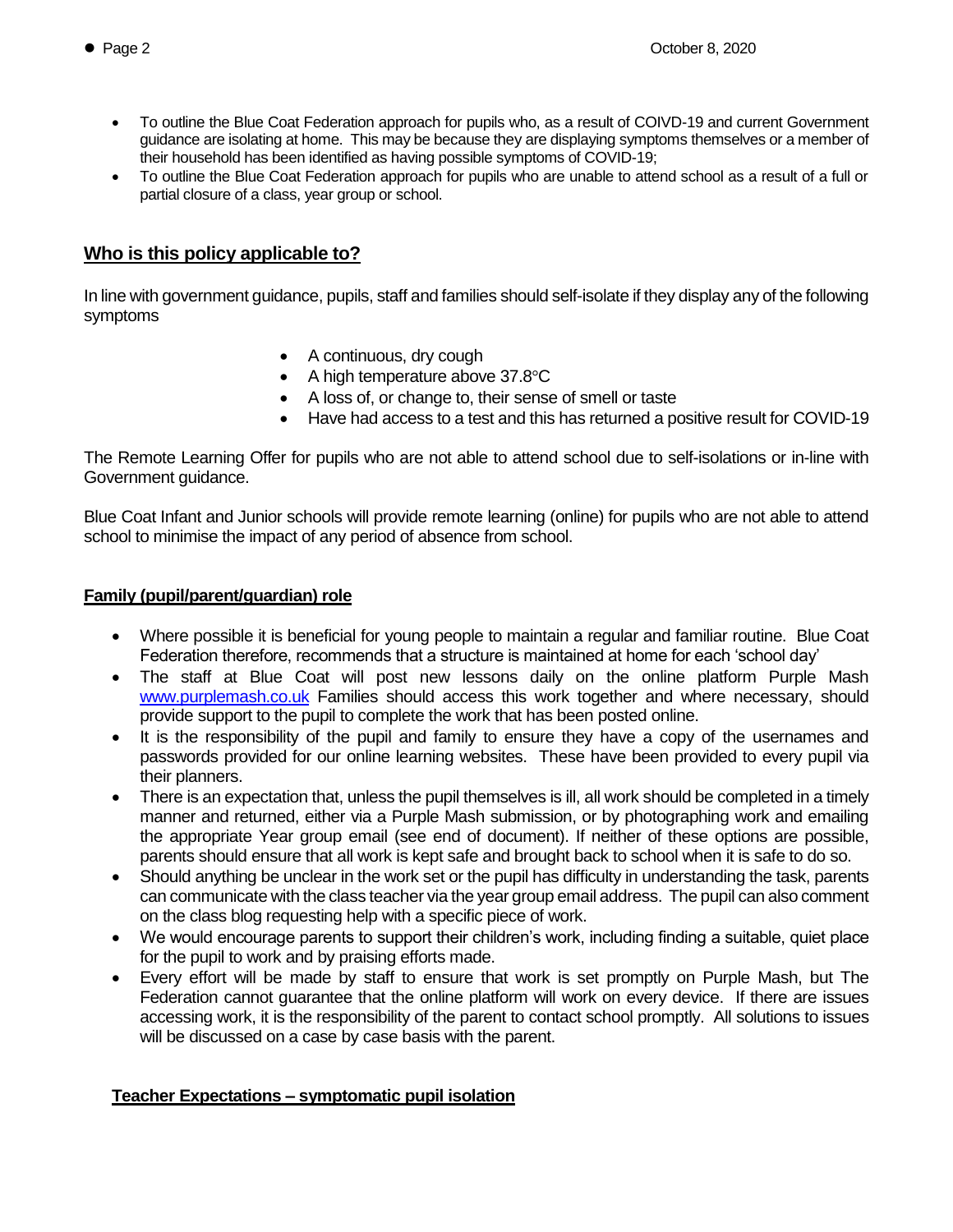- To outline the Blue Coat Federation approach for pupils who, as a result of COIVD-19 and current Government guidance are isolating at home. This may be because they are displaying symptoms themselves or a member of their household has been identified as having possible symptoms of COVID-19;
- To outline the Blue Coat Federation approach for pupils who are unable to attend school as a result of a full or partial closure of a class, year group or school.

## Who is this policy applicable to?

In line with government guidance, pupils, staff and families should self-isolate if they display any of the following symptoms

- A continuous, dry cough
- A high temperature above 37.8°C
- A loss of, or change to, their sense of smell or taste
- Have had access to a test and this has returned a positive result for COVID-19

The Remote Learning Offer for pupils who are not able to attend school due to self-isolations or in-line with Government guidance.

Blue Coat Infant and Junior schools will provide remote learning (online) for pupils who are not able to attend school to minimise the impact of any period of absence from school.

### Family (pupil/parent/guardian) role

- Where possible it is beneficial for young people to maintain a regular and familiar routine. Blue Coat Federation therefore, recommends that a structure is maintained at home for each 'school day'
- The staff at Blue Coat will post new lessons daily on the online platform Purple Mash [www.purplemash.co.uk](http://www.purplemash.co.uk) Families should access this work together and where necessary, should provide support to the pupil to complete the work that has been posted online.
- It is the responsibility of the pupil and family to ensure they have a copy of the usernames and passwords provided for our online learning websites. These have been provided to every pupil via their planners.
- There is an expectation that, unless the pupil themselves is ill, all work should be completed in a timely manner and returned, either via a Purple Mash submission, or by photographing work and emailing the appropriate Year group email (see end of document). If neither of these options are possible, parents should ensure that all work is kept safe and brought back to school when it is safe to do so.
- Should anything be unclear in the work set or the pupil has difficulty in understanding the task, parents can communicate with the class teacher via the year group email address. The pupil can also comment on the class blog requesting help with a specific piece of work.
- We would encourage parents to support their children's work, including finding a suitable, quiet place for the pupil to work and by praising efforts made.
- Every effort will be made by staff to ensure that work is set promptly on Purple Mash, but The Federation cannot guarantee that the online platform will work on every device. If there are issues accessing work, it is the responsibility of the parent to contact school promptly. All solutions to issues will be discussed on a case by case basis with the parent.

### Teacher Expectations – symptomatic pupil isolation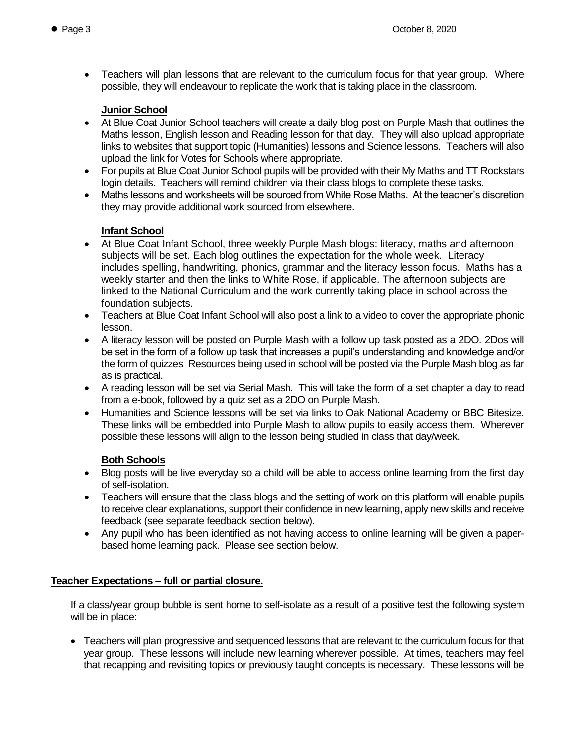- Teachers will plan lessons that are relevant to the curriculum focus for that year group. Where possible, they will endeavour to replicate the work that is taking place in the classroom.

**Junior School**

- At Blue Coat Junior School teachers will create a daily blog post on Purple Mash that outlines the Maths lesson, English lesson and Reading lesson for that day. They will also upload appropriate links to websites that support topic (Humanities) lessons and Science lessons. Teachers will also upload the link for Votes for Schools where appropriate.
- For pupils at Blue Coat Junior School pupils will be provided with their My Maths and TT Rockstars login details. Teachers will remind children via their class blogs to complete these tasks.
- Maths lessons and worksheets will be sourced from White Rose Maths. At the teacher's discretion they may provide additional work sourced from elsewhere.

**Infant School**

- At Blue Coat Infant School, three weekly Purple Mash blogs: literacy, maths and afternoon subjects will be set. Each blog outlines the expectation for the whole week. Literacy includes spelling, handwriting, phonics, grammar and the literacy lesson focus. Maths has a weekly starter and then the links to White Rose, if applicable. The afternoon subjects are linked to the National Curriculum and the work currently taking place in school across the foundation subjects.
- Teachers at Blue Coat Infant School will also post a link to a video to cover the appropriate phonic lesson.
- A literacy lesson will be posted on Purple Mash with a follow up task posted as a 2DO. 2Dos will be set in the form of a follow up task that increases a pupil's understanding and knowledge and/or the form of quizzes Resources being used in school will be posted via the Purple Mash blog as far as is practical.
- A reading lesson will be set via Serial Mash. This will take the form of a set chapter a day to read from a e-book, followed by a quiz set as a 2DO on Purple Mash.
- Humanities and Science lessons will be set via links to Oak National Academy or BBC Bitesize. These links will be embedded into Purple Mash to allow pupils to easily access them. Wherever possible these lessons will align to the lesson being studied in class that day/week.

**Both Schools**

- Blog posts will be live everyday so a child will be able to access online learning from the first day of self-isolation.
- Teachers will ensure that the class blogs and the setting of work on this platform will enable pupils to receive clear explanations, support their confidence in new learning, apply new skills and receive feedback (see separate feedback section below).
- Any pupil who has been identified as not having access to online learning will be given a paper-based home learning pack. Please see section below.

**Teacher Expectations – full or partial closure.**

If a class/year group bubble is sent home to self-isolate as a result of a positive test the following system will be in place:

- Teachers will plan progressive and sequenced lessons that are relevant to the curriculum focus for that year group. These lessons will include new learning wherever possible. At times, teachers may feel that recapping and revisiting topics or previously taught concepts is necessary. These lessons will be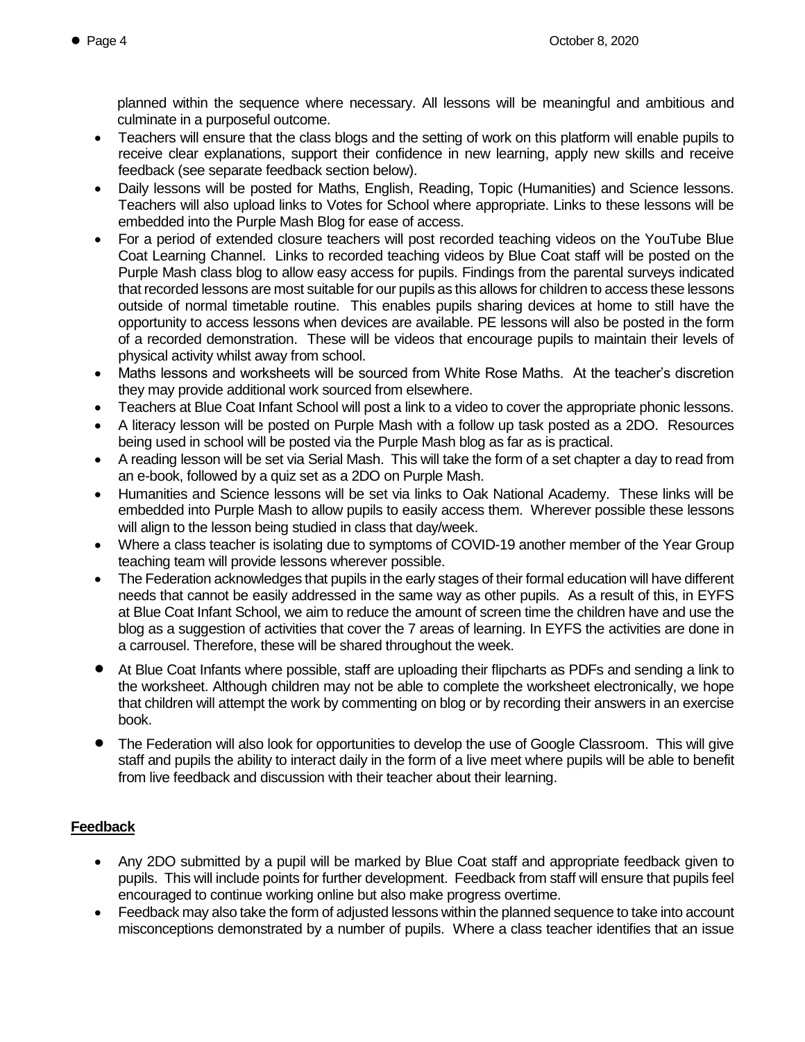planned within the sequence where necessary. All lessons will be meaningful and ambitious and culminate in a purposeful outcome.

- Teachers will ensure that the class blogs and the setting of work on this platform will enable pupils to receive clear explanations, support their confidence in new learning, apply new skills and receive feedback (see separate feedback section below).
- Daily lessons will be posted for Maths, English, Reading, Topic (Humanities) and Science lessons. Teachers will also upload links to Votes for School where appropriate. Links to these lessons will be embedded into the Purple Mash Blog for ease of access.
- For a period of extended closure teachers will post recorded teaching videos on the YouTube Blue Coat Learning Channel. Links to recorded teaching videos by Blue Coat staff will be posted on the Purple Mash class blog to allow easy access for pupils. Findings from the parental surveys indicated that recorded lessons are most suitable for our pupils as this allows for children to access these lessons outside of normal timetable routine. This enables pupils sharing devices at home to still have the opportunity to access lessons when devices are available. PE lessons will also be posted in the form of a recorded demonstration. These will be videos that encourage pupils to maintain their levels of physical activity whilst away from school.
- Maths lessons and worksheets will be sourced from White Rose Maths. At the teacher's discretion they may provide additional work sourced from elsewhere.
- Teachers at Blue Coat Infant School will post a link to a video to cover the appropriate phonic lessons.
- A literacy lesson will be posted on Purple Mash with a follow up task posted as a 2DO. Resources being used in school will be posted via the Purple Mash blog as far as is practical.
- A reading lesson will be set via Serial Mash. This will take the form of a set chapter a day to read from an e-book, followed by a quiz set as a 2DO on Purple Mash.
- Humanities and Science lessons will be set via links to Oak National Academy. These links will be embedded into Purple Mash to allow pupils to easily access them. Wherever possible these lessons will align to the lesson being studied in class that day/week.
- Where a class teacher is isolating due to symptoms of COVID-19 another member of the Year Group teaching team will provide lessons wherever possible.
- The Federation acknowledges that pupils in the early stages of their formal education will have different needs that cannot be easily addressed in the same way as other pupils. As a result of this, in EYFS at Blue Coat Infant School, we aim to reduce the amount of screen time the children have and use the blog as a suggestion of activities that cover the 7 areas of learning. In EYFS the activities are done in a carrousel. Therefore, these will be shared throughout the week.
- At Blue Coat Infants where possible, staff are uploading their flipcharts as PDFs and sending a link to the worksheet. Although children may not be able to complete the worksheet electronically, we hope that children will attempt the work by commenting on blog or by recording their answers in an exercise book.
- The Federation will also look for opportunities to develop the use of Google Classroom. This will give staff and pupils the ability to interact daily in the form of a live meet where pupils will be able to benefit from live feedback and discussion with their teacher about their learning.

## Feedback

- Any 2DO submitted by a pupil will be marked by Blue Coat staff and appropriate feedback given to pupils. This will include points for further development. Feedback from staff will ensure that pupils feel encouraged to continue working online but also make progress overtime.
- Feedback may also take the form of adjusted lessons within the planned sequence to take into account misconceptions demonstrated by a number of pupils. Where a class teacher identifies that an issue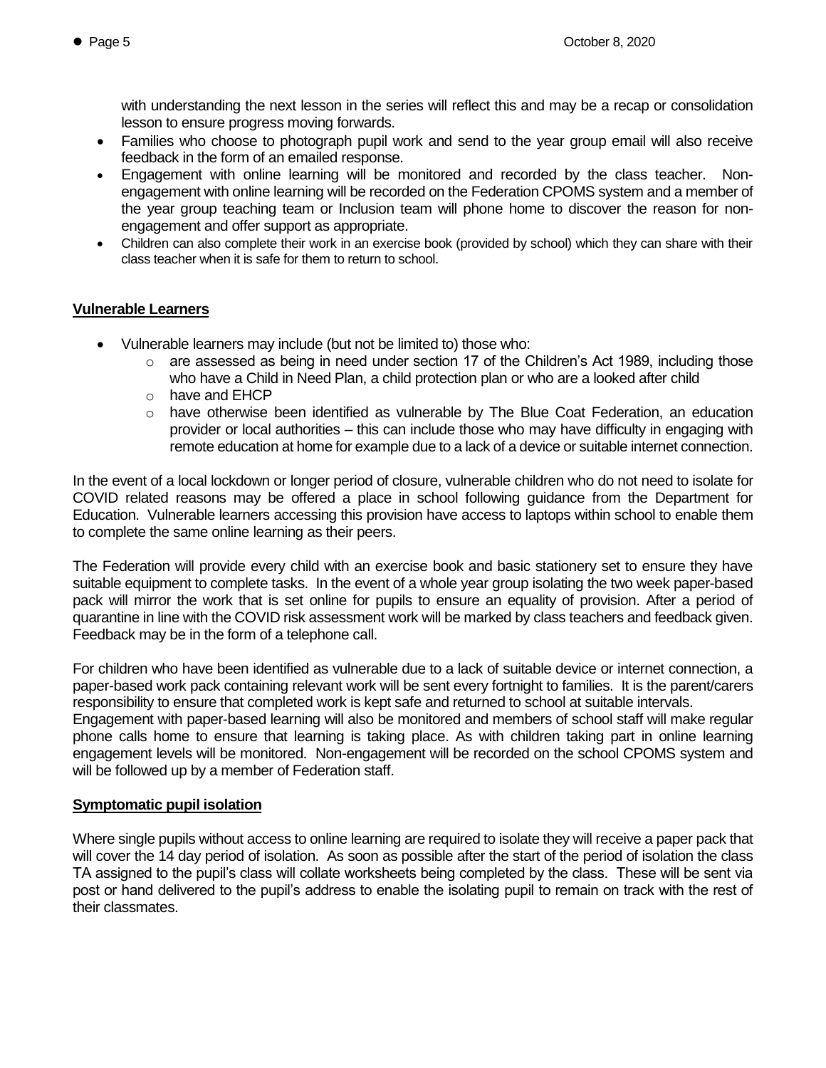with understanding the next lesson in the series will reflect this and may be a recap or consolidation lesson to ensure progress moving forwards.

- Families who choose to photograph pupil work and send to the year group email will also receive feedback in the form of an emailed response.
- Engagement with online learning will be monitored and recorded by the class teacher. Non-engagement with online learning will be recorded on the Federation CPOMS system and a member of the year group teaching team or Inclusion team will phone home to discover the reason for non-engagement and offer support as appropriate.
- Children can also complete their work in an exercise book (provided by school) which they can share with their class teacher when it is safe for them to return to school.

**Vulnerable Learners**

- Vulnerable learners may include (but not be limited to) those who:
  - are assessed as being in need under section 17 of the Children's Act 1989, including those who have a Child in Need Plan, a child protection plan or who are a looked after child
  - have and EHCP
  - have otherwise been identified as vulnerable by The Blue Coat Federation, an education provider or local authorities – this can include those who may have difficulty in engaging with remote education at home for example due to a lack of a device or suitable internet connection.

In the event of a local lockdown or longer period of closure, vulnerable children who do not need to isolate for COVID related reasons may be offered a place in school following guidance from the Department for Education. Vulnerable learners accessing this provision have access to laptops within school to enable them to complete the same online learning as their peers.

The Federation will provide every child with an exercise book and basic stationery set to ensure they have suitable equipment to complete tasks. In the event of a whole year group isolating the two week paper-based pack will mirror the work that is set online for pupils to ensure an equality of provision. After a period of quarantine in line with the COVID risk assessment work will be marked by class teachers and feedback given. Feedback may be in the form of a telephone call.

For children who have been identified as vulnerable due to a lack of suitable device or internet connection, a paper-based work pack containing relevant work will be sent every fortnight to families. It is the parent/carers responsibility to ensure that completed work is kept safe and returned to school at suitable intervals.
Engagement with paper-based learning will also be monitored and members of school staff will make regular phone calls home to ensure that learning is taking place. As with children taking part in online learning engagement levels will be monitored. Non-engagement will be recorded on the school CPOMS system and will be followed up by a member of Federation staff.

**Symptomatic pupil isolation**

Where single pupils without access to online learning are required to isolate they will receive a paper pack that will cover the 14 day period of isolation. As soon as possible after the start of the period of isolation the class TA assigned to the pupil's class will collate worksheets being completed by the class. These will be sent via post or hand delivered to the pupil's address to enable the isolating pupil to remain on track with the rest of their classmates.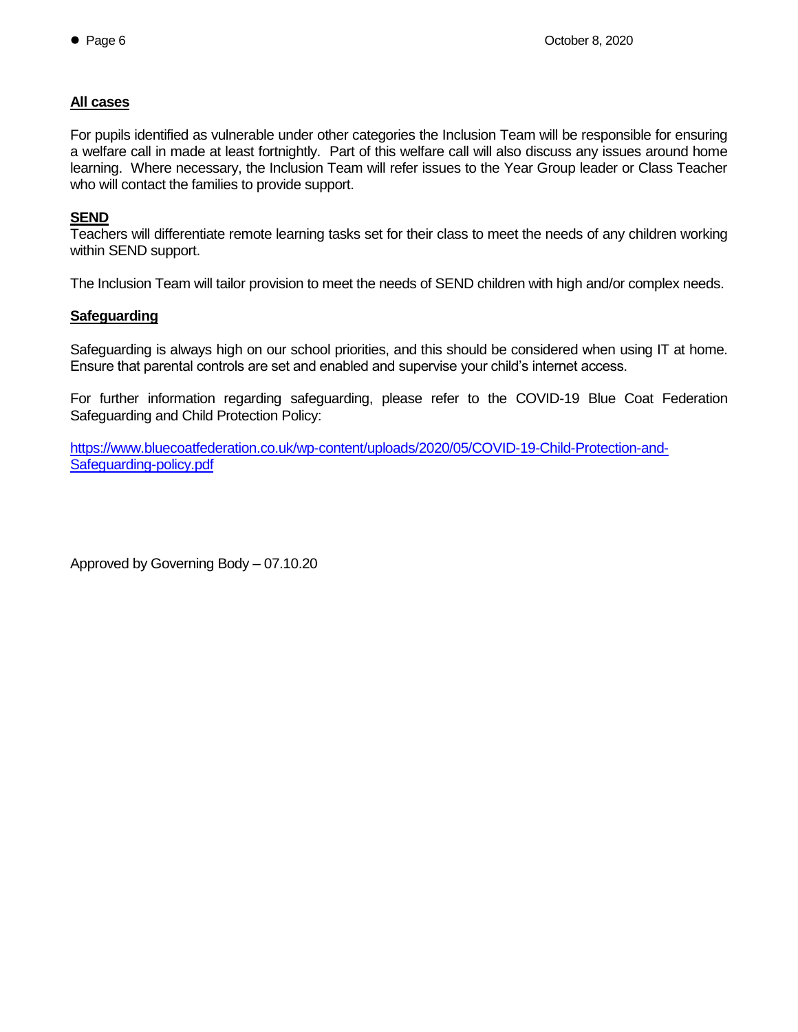**All cases**

For pupils identified as vulnerable under other categories the Inclusion Team will be responsible for ensuring a welfare call in made at least fortnightly. Part of this welfare call will also discuss any issues around home learning. Where necessary, the Inclusion Team will refer issues to the Year Group leader or Class Teacher who will contact the families to provide support.

**SEND**

Teachers will differentiate remote learning tasks set for their class to meet the needs of any children working within SEND support.

The Inclusion Team will tailor provision to meet the needs of SEND children with high and/or complex needs.

**Safeguarding**

Safeguarding is always high on our school priorities, and this should be considered when using IT at home. Ensure that parental controls are set and enabled and supervise your child's internet access.

For further information regarding safeguarding, please refer to the COVID-19 Blue Coat Federation Safeguarding and Child Protection Policy:

https://www.bluecoatfederation.co.uk/wp-content/uploads/2020/05/COVID-19-Child-Protection-and-Safeguarding-policy.pdf

Approved by Governing Body – 07.10.20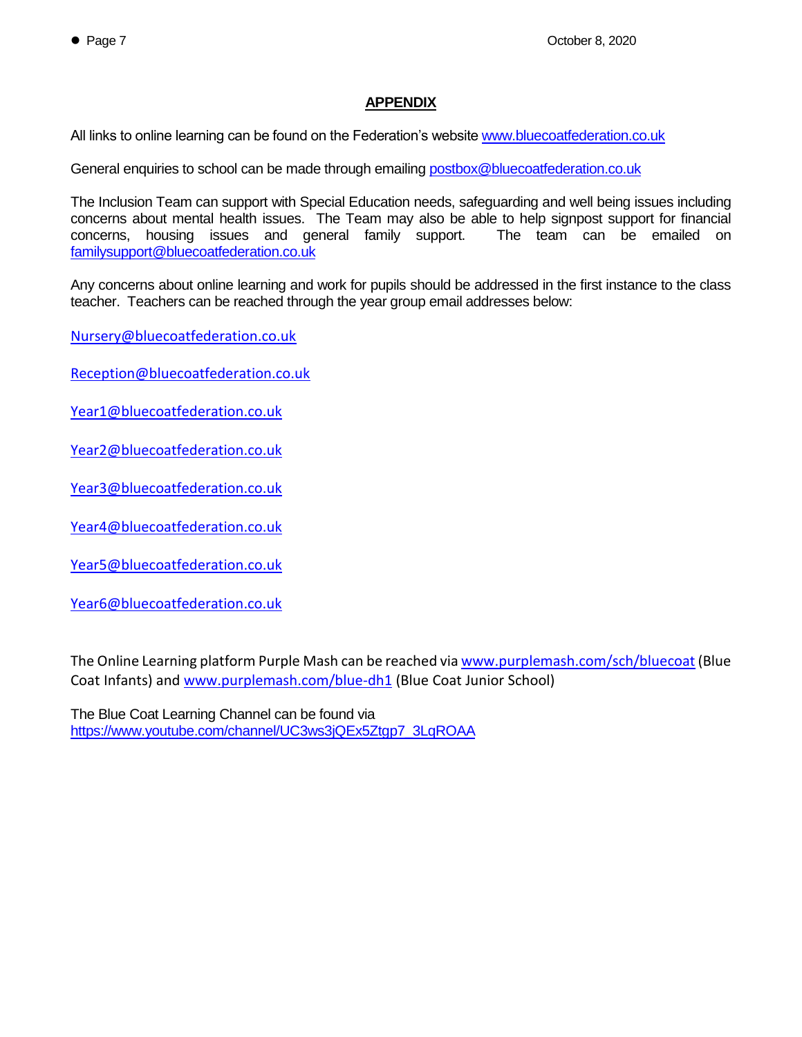## APPENDIX

All links to online learning can be found on the Federation's website www.bluecoatfederation.co.uk

General enquiries to school can be made through emailing postbox@bluecoatfederation.co.uk

The Inclusion Team can support with Special Education needs, safeguarding and well being issues including concerns about mental health issues. The Team may also be able to help signpost support for financial concerns, housing issues and general family support. The team can be emailed on familysupport@bluecoatfederation.co.uk

Any concerns about online learning and work for pupils should be addressed in the first instance to the class teacher. Teachers can be reached through the year group email addresses below:

Nursery@bluecoatfederation.co.uk

Reception@bluecoatfederation.co.uk

Year1@bluecoatfederation.co.uk

Year2@bluecoatfederation.co.uk

Year3@bluecoatfederation.co.uk

Year4@bluecoatfederation.co.uk

Year5@bluecoatfederation.co.uk

Year6@bluecoatfederation.co.uk

The Online Learning platform Purple Mash can be reached via www.purplemash.com/sch/bluecoat (Blue Coat Infants) and www.purplemash.com/blue-dh1 (Blue Coat Junior School)

The Blue Coat Learning Channel can be found via https://www.youtube.com/channel/UC3ws3jQEx5Ztgp7_3LqROAA